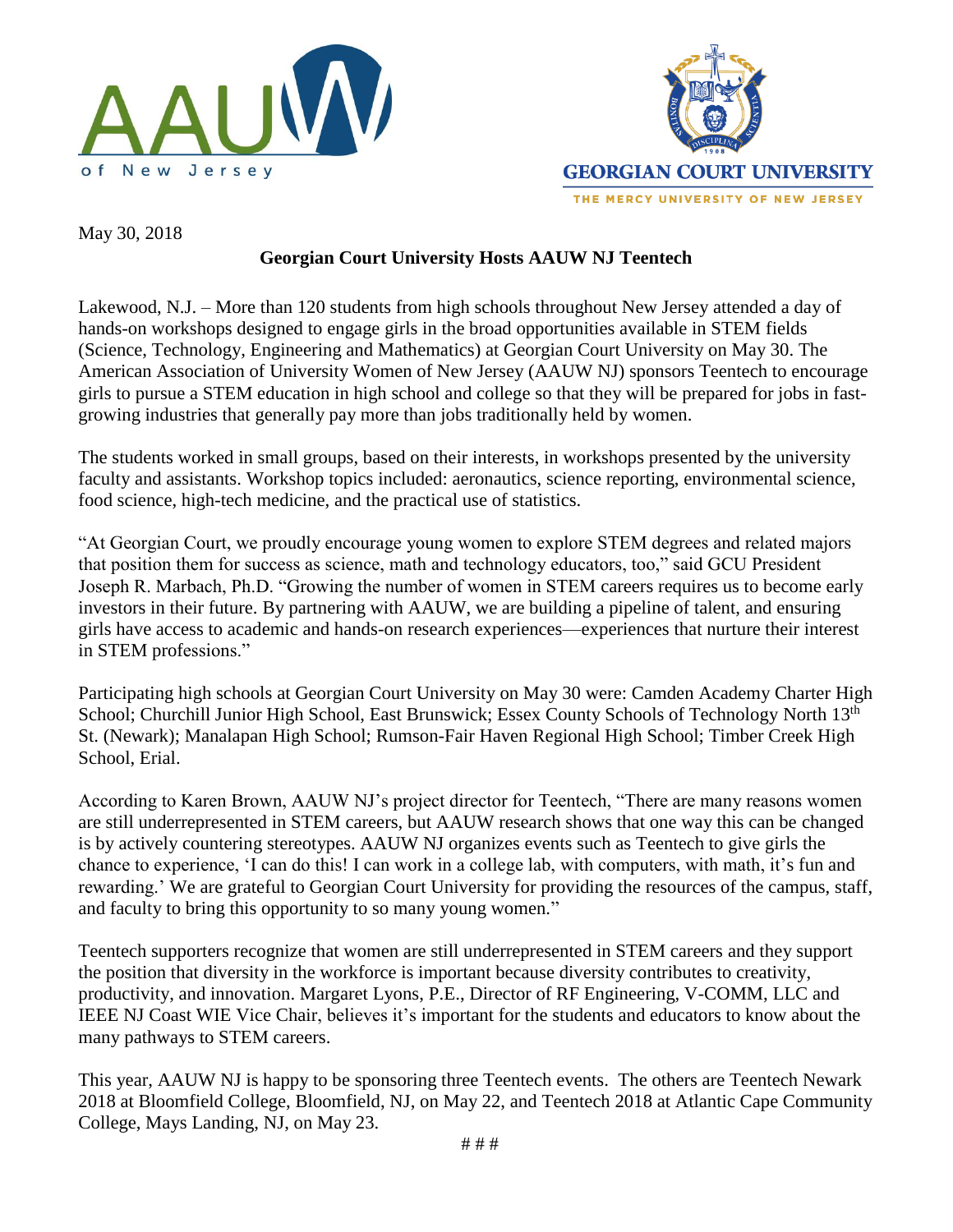AAUW of New Jersey

GEORGIAN COURT UNIVERSITY
THE MERCY UNIVERSITY OF NEW JERSEY

May 30, 2018

**Georgian Court University Hosts AAUW NJ Teentech**

Lakewood, N.J. – More than 120 students from high schools throughout New Jersey attended a day of hands-on workshops designed to engage girls in the broad opportunities available in STEM fields (Science, Technology, Engineering and Mathematics) at Georgian Court University on May 30. The American Association of University Women of New Jersey (AAUW NJ) sponsors Teentech to encourage girls to pursue a STEM education in high school and college so that they will be prepared for jobs in fast-growing industries that generally pay more than jobs traditionally held by women.

The students worked in small groups, based on their interests, in workshops presented by the university faculty and assistants. Workshop topics included: aeronautics, science reporting, environmental science, food science, high-tech medicine, and the practical use of statistics.

"At Georgian Court, we proudly encourage young women to explore STEM degrees and related majors that position them for success as science, math and technology educators, too," said GCU President Joseph R. Marbach, Ph.D. "Growing the number of women in STEM careers requires us to become early investors in their future. By partnering with AAUW, we are building a pipeline of talent, and ensuring girls have access to academic and hands-on research experiences—experiences that nurture their interest in STEM professions."

Participating high schools at Georgian Court University on May 30 were: Camden Academy Charter High School; Churchill Junior High School, East Brunswick; Essex County Schools of Technology North 13th St. (Newark); Manalapan High School; Rumson-Fair Haven Regional High School; Timber Creek High School, Erial.

According to Karen Brown, AAUW NJ's project director for Teentech, "There are many reasons women are still underrepresented in STEM careers, but AAUW research shows that one way this can be changed is by actively countering stereotypes. AAUW NJ organizes events such as Teentech to give girls the chance to experience, 'I can do this! I can work in a college lab, with computers, with math, it's fun and rewarding.' We are grateful to Georgian Court University for providing the resources of the campus, staff, and faculty to bring this opportunity to so many young women."

Teentech supporters recognize that women are still underrepresented in STEM careers and they support the position that diversity in the workforce is important because diversity contributes to creativity, productivity, and innovation. Margaret Lyons, P.E., Director of RF Engineering, V-COMM, LLC and IEEE NJ Coast WIE Vice Chair, believes it's important for the students and educators to know about the many pathways to STEM careers.

This year, AAUW NJ is happy to be sponsoring three Teentech events. The others are Teentech Newark 2018 at Bloomfield College, Bloomfield, NJ, on May 22, and Teentech 2018 at Atlantic Cape Community College, Mays Landing, NJ, on May 23.

# # #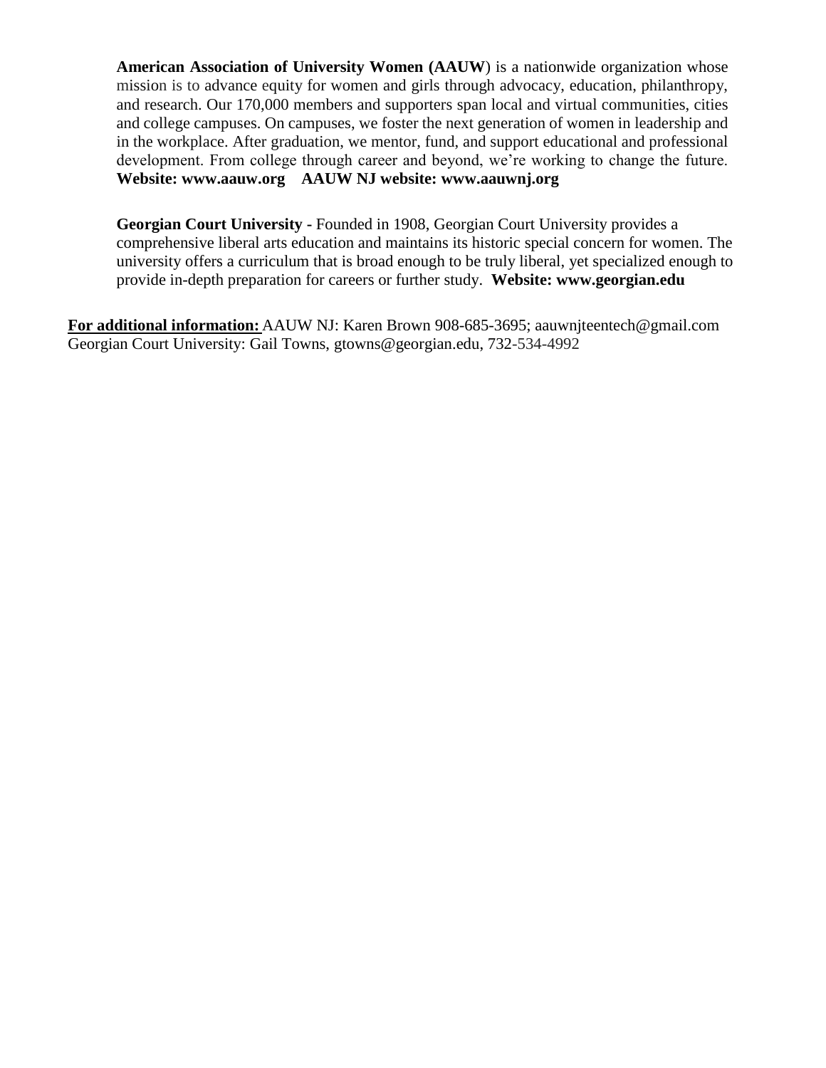**American Association of University Women (AAUW)** is a nationwide organization whose mission is to advance equity for women and girls through advocacy, education, philanthropy, and research. Our 170,000 members and supporters span local and virtual communities, cities and college campuses. On campuses, we foster the next generation of women in leadership and in the workplace. After graduation, we mentor, fund, and support educational and professional development. From college through career and beyond, we're working to change the future. **Website: www.aauw.org AAUW NJ website: www.aauwnj.org**

**Georgian Court University -** Founded in 1908, Georgian Court University provides a comprehensive liberal arts education and maintains its historic special concern for women. The university offers a curriculum that is broad enough to be truly liberal, yet specialized enough to provide in-depth preparation for careers or further study. **Website: www.georgian.edu**

**For additional information:** AAUW NJ: Karen Brown 908-685-3695; aauwnjteentech@gmail.com
Georgian Court University: Gail Towns, gtowns@georgian.edu, 732-534-4992